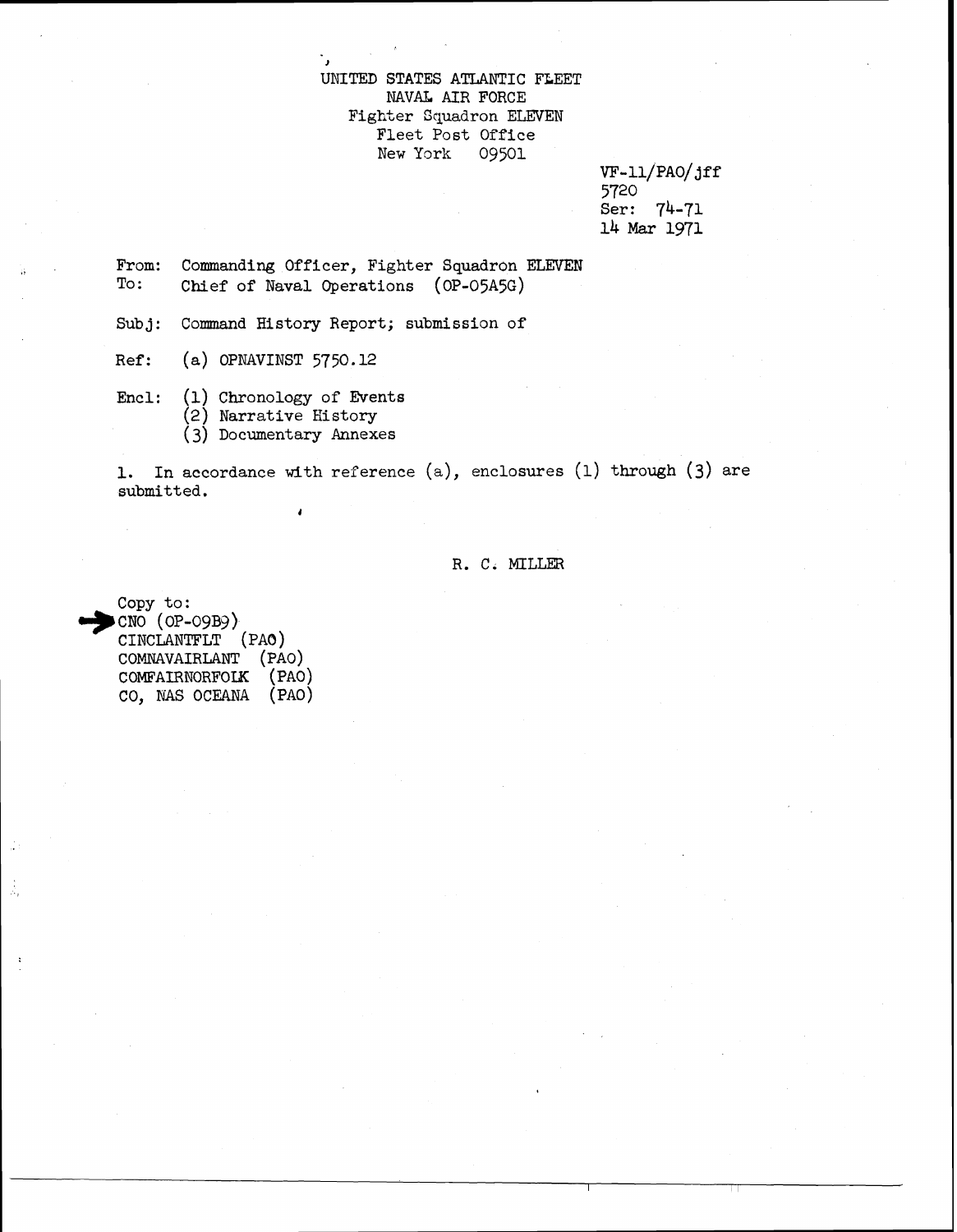UNITED STATES ATLANTIC FLEET
NAVAL AIR FORCE
Fighter Squadron ELEVEN
Fleet Post Office
New York 09501

VF-11/PAO/jff
5720
Ser: 74-71
14 Mar 1971

From: Commanding Officer, Fighter Squadron ELEVEN
To: Chief of Naval Operations (OP-05A5G)

Subj: Command History Report; submission of

Ref: (a) OPNAVINST 5750.12

Encl: (1) Chronology of Events
(2) Narrative History
(3) Documentary Annexes

1. In accordance with reference (a), enclosures (1) through (3) are submitted.

R. C. MILLER

Copy to:
CNO (OP-09B9)
CINCLANTFLT (PAO)
COMNAVAIRLANT (PAO)
COMFAIRNORFOLK (PAO)
CO, NAS OCEANA (PAO)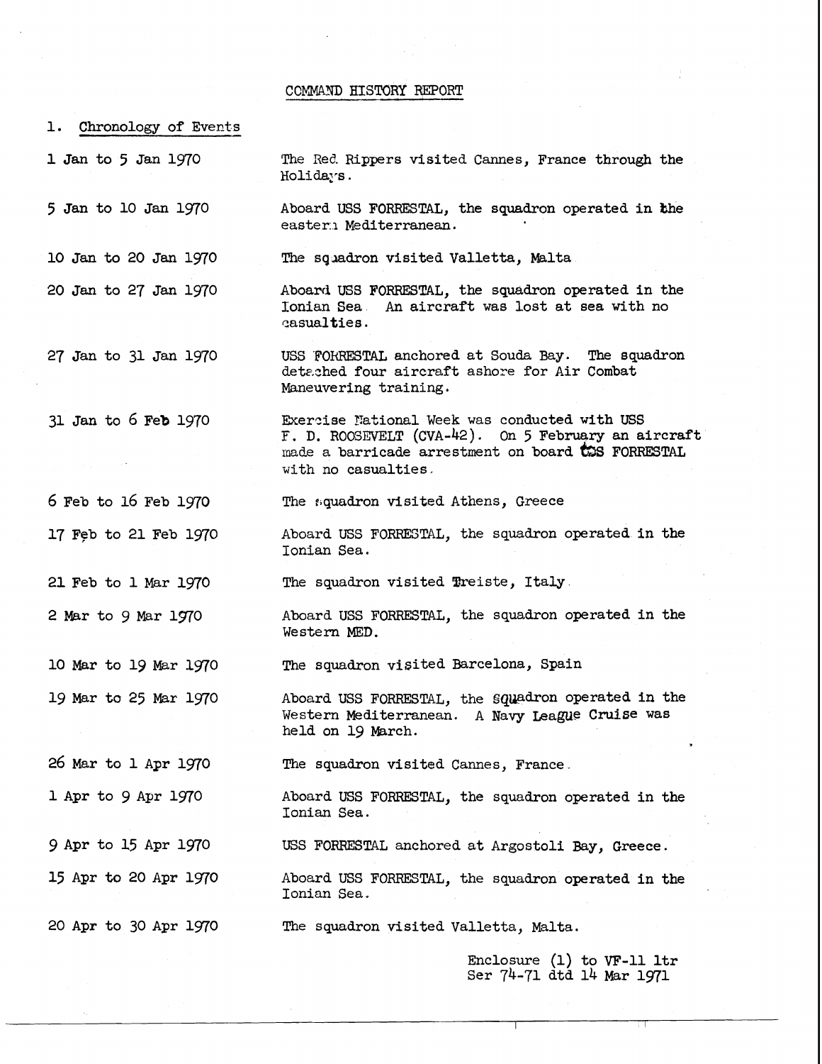COMMAND HISTORY REPORT

1. Chronology of Events

| | |
|---|---|
| 1 Jan to 5 Jan 1970 | The Red Rippers visited Cannes, France through the Holidays. |
| 5 Jan to 10 Jan 1970 | Aboard USS FORRESTAL, the squadron operated in the eastern Mediterranean. |
| 10 Jan to 20 Jan 1970 | The squadron visited Valletta, Malta |
| 20 Jan to 27 Jan 1970 | Aboard USS FORRESTAL, the squadron operated in the Ionian Sea. An aircraft was lost at sea with no casualties. |
| 27 Jan to 31 Jan 1970 | USS FORRESTAL anchored at Souda Bay. The squadron detached four aircraft ashore for Air Combat Maneuvering training. |
| 31 Jan to 6 Feb 1970 | Exercise National Week was conducted with USS F. D. ROOSEVELT (CVA-42). On 5 February an aircraft made a barricade arrestment on board USS FORRESTAL with no casualties. |
| 6 Feb to 16 Feb 1970 | The squadron visited Athens, Greece |
| 17 Feb to 21 Feb 1970 | Aboard USS FORRESTAL, the squadron operated in the Ionian Sea. |
| 21 Feb to 1 Mar 1970 | The squadron visited Treiste, Italy. |
| 2 Mar to 9 Mar 1970 | Aboard USS FORRESTAL, the squadron operated in the Western MED. |
| 10 Mar to 19 Mar 1970 | The squadron visited Barcelona, Spain |
| 19 Mar to 25 Mar 1970 | Aboard USS FORRESTAL, the squadron operated in the Western Mediterranean. A Navy League Cruise was held on 19 March. |
| 26 Mar to 1 Apr 1970 | The squadron visited Cannes, France. |
| 1 Apr to 9 Apr 1970 | Aboard USS FORRESTAL, the squadron operated in the Ionian Sea. |
| 9 Apr to 15 Apr 1970 | USS FORRESTAL anchored at Argostoli Bay, Greece. |
| 15 Apr to 20 Apr 1970 | Aboard USS FORRESTAL, the squadron operated in the Ionian Sea. |
| 20 Apr to 30 Apr 1970 | The squadron visited Valletta, Malta. |

Enclosure (1) to VF-11 ltr
Ser 74-71 dtd 14 Mar 1971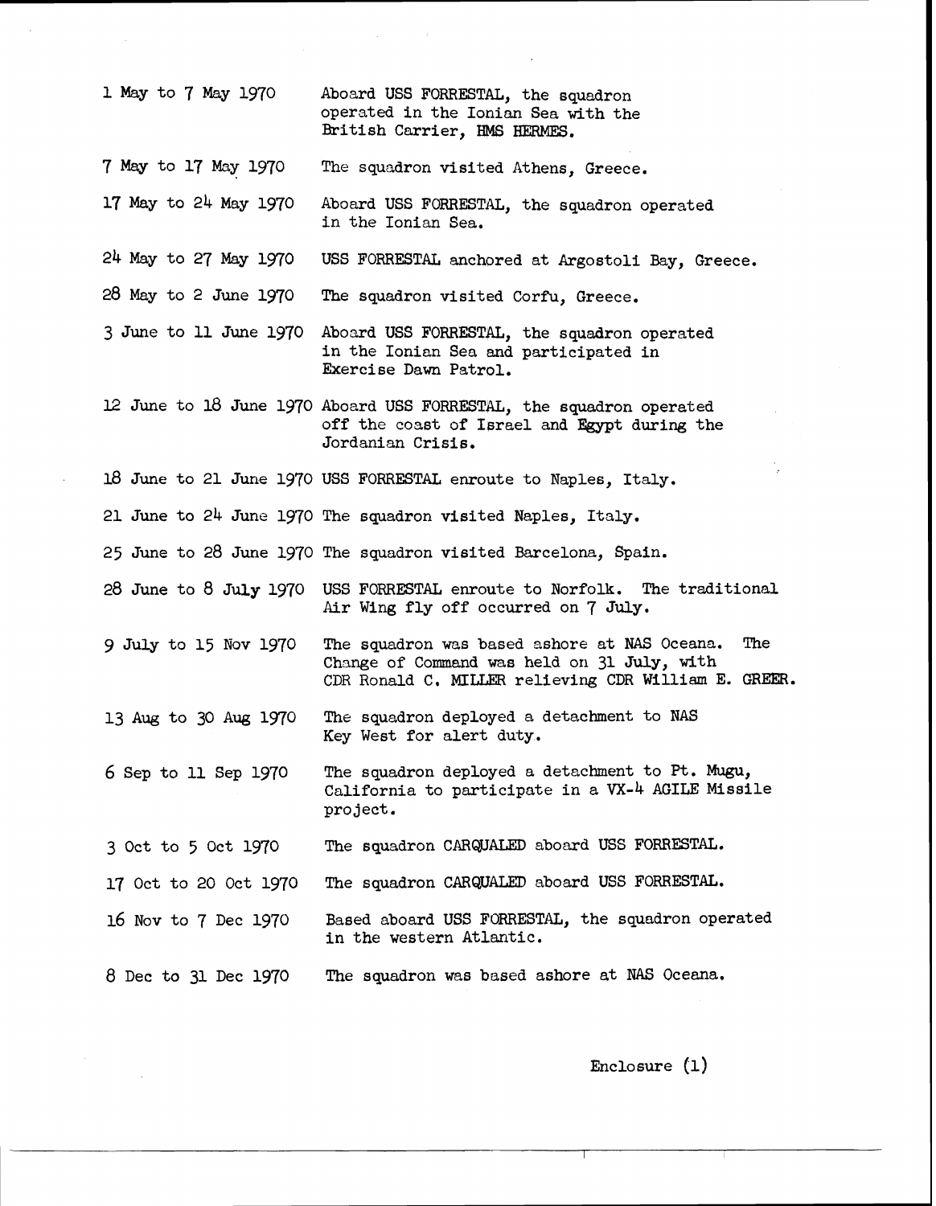| | |
|---|---|
| 1 May to 7 May 1970 | Aboard USS FORRESTAL, the squadron operated in the Ionian Sea with the British Carrier, HMS HERMES. |
| 7 May to 17 May 1970 | The squadron visited Athens, Greece. |
| 17 May to 24 May 1970 | Aboard USS FORRESTAL, the squadron operated in the Ionian Sea. |
| 24 May to 27 May 1970 | USS FORRESTAL anchored at Argostoli Bay, Greece. |
| 28 May to 2 June 1970 | The squadron visited Corfu, Greece. |
| 3 June to 11 June 1970 | Aboard USS FORRESTAL, the squadron operated in the Ionian Sea and participated in Exercise Dawn Patrol. |
| 12 June to 18 June 1970 | Aboard USS FORRESTAL, the squadron operated off the coast of Israel and Egypt during the Jordanian Crisis. |
| 18 June to 21 June 1970 | USS FORRESTAL enroute to Naples, Italy. |
| 21 June to 24 June 1970 | The squadron visited Naples, Italy. |
| 25 June to 28 June 1970 | The squadron visited Barcelona, Spain. |
| 28 June to 8 July 1970 | USS FORRESTAL enroute to Norfolk. The traditional Air Wing fly off occurred on 7 July. |
| 9 July to 15 Nov 1970 | The squadron was based ashore at NAS Oceana. The Change of Command was held on 31 July, with CDR Ronald C. MILLER relieving CDR William E. GREER. |
| 13 Aug to 30 Aug 1970 | The squadron deployed a detachment to NAS Key West for alert duty. |
| 6 Sep to 11 Sep 1970 | The squadron deployed a detachment to Pt. Mugu, California to participate in a VX-4 AGILE Missile project. |
| 3 Oct to 5 Oct 1970 | The squadron CARQUALED aboard USS FORRESTAL. |
| 17 Oct to 20 Oct 1970 | The squadron CARQUALED aboard USS FORRESTAL. |
| 16 Nov to 7 Dec 1970 | Based aboard USS FORRESTAL, the squadron operated in the western Atlantic. |
| 8 Dec to 31 Dec 1970 | The squadron was based ashore at NAS Oceana. |

Enclosure (1)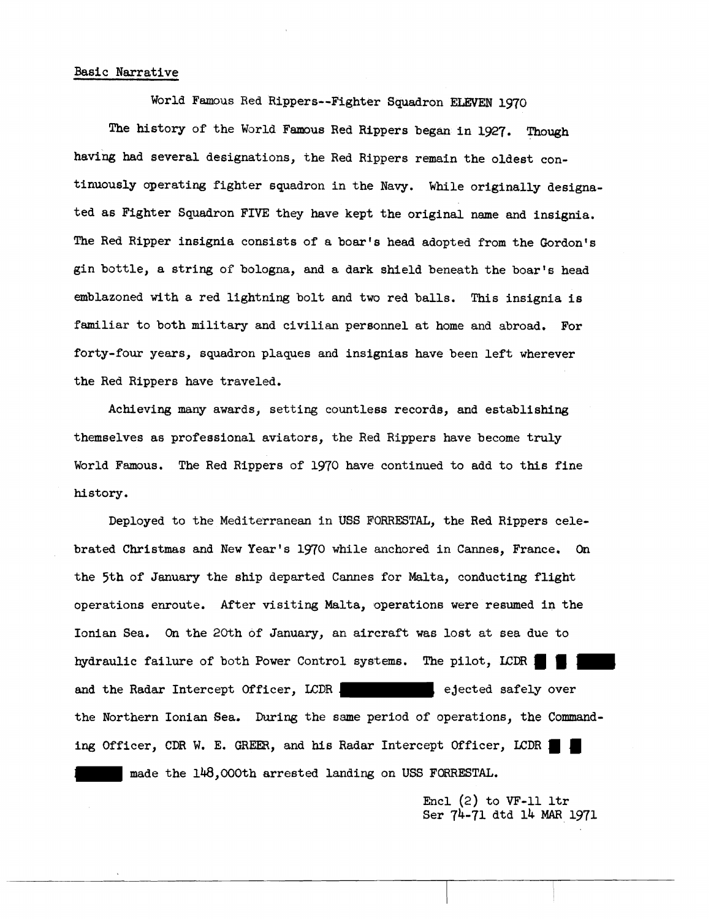<u>Basic Narrative</u>

World Famous Red Rippers--Fighter Squadron ELEVEN 1970

The history of the World Famous Red Rippers began in 1927. Though having had several designations, the Red Rippers remain the oldest continuously operating fighter squadron in the Navy. While originally designated as Fighter Squadron FIVE they have kept the original name and insignia. The Red Ripper insignia consists of a boar's head adopted from the Gordon's gin bottle, a string of bologna, and a dark shield beneath the boar's head emblazoned with a red lightning bolt and two red balls. This insignia is familiar to both military and civilian personnel at home and abroad. For forty-four years, squadron plaques and insignias have been left wherever the Red Rippers have traveled.

Achieving many awards, setting countless records, and establishing themselves as professional aviators, the Red Rippers have become truly World Famous. The Red Rippers of 1970 have continued to add to this fine history.

Deployed to the Mediterranean in USS FORRESTAL, the Red Rippers celebrated Christmas and New Year's 1970 while anchored in Cannes, France. On the 5th of January the ship departed Cannes for Malta, conducting flight operations enroute. After visiting Malta, operations were resumed in the Ionian Sea. On the 20th of January, an aircraft was lost at sea due to hydraulic failure of both Power Control systems. The pilot, LCDR ███ and the Radar Intercept Officer, LCDR ███ ejected safely over the Northern Ionian Sea. During the same period of operations, the Commanding Officer, CDR W. E. GREER, and his Radar Intercept Officer, LCDR ███ made the 148,000th arrested landing on USS FORRESTAL.

Encl (2) to VF-11 ltr
Ser 74-71 dtd 14 MAR 1971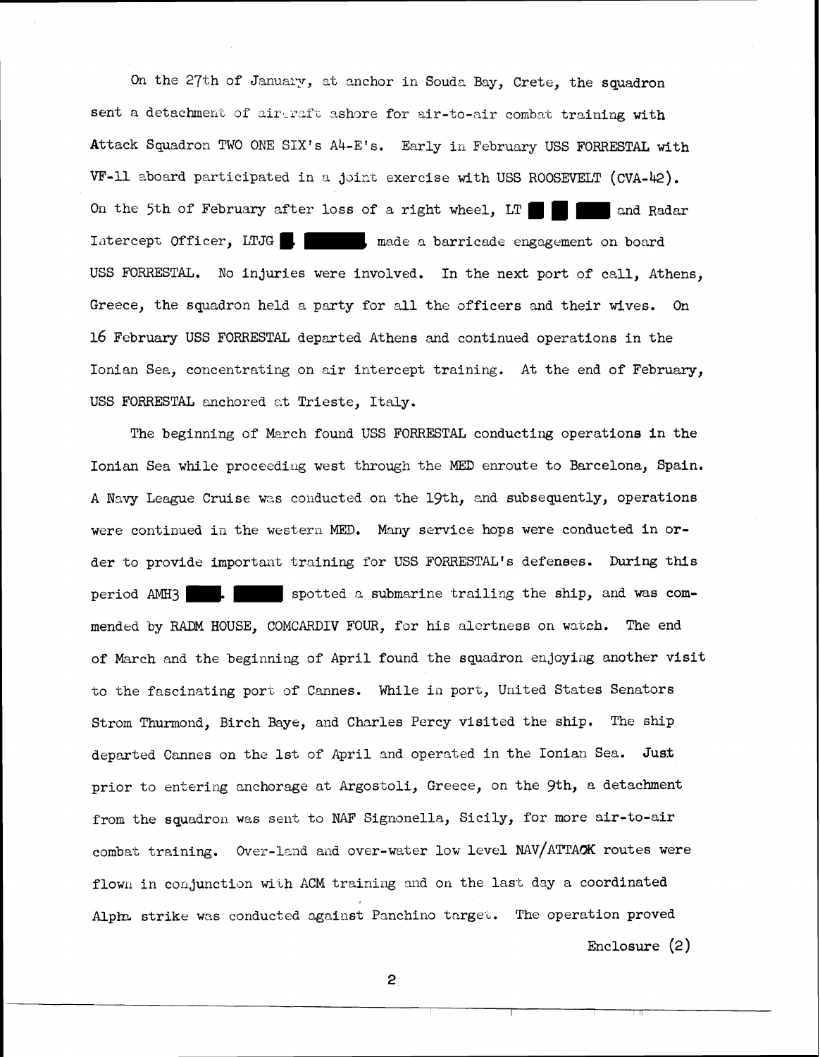On the 27th of January, at anchor in Souda Bay, Crete, the squadron sent a detachment of aircraft ashore for air-to-air combat training with Attack Squadron TWO ONE SIX's A4-E's. Early in February USS FORRESTAL with VF-11 aboard participated in a joint exercise with USS ROOSEVELT (CVA-42). On the 5th of February after loss of a right wheel, LT ███ ███ ███ and Radar Intercept Officer, LTJG █. ██████, made a barricade engagement on board USS FORRESTAL. No injuries were involved. In the next port of call, Athens, Greece, the squadron held a party for all the officers and their wives. On 16 February USS FORRESTAL departed Athens and continued operations in the Ionian Sea, concentrating on air intercept training. At the end of February, USS FORRESTAL anchored at Trieste, Italy.

The beginning of March found USS FORRESTAL conducting operations in the Ionian Sea while proceeding west through the MED enroute to Barcelona, Spain. A Navy League Cruise was conducted on the 19th, and subsequently, operations were continued in the western MED. Many service hops were conducted in order to provide important training for USS FORRESTAL's defenses. During this period AMH3 ████. █████ spotted a submarine trailing the ship, and was commended by RADM HOUSE, COMCARDIV FOUR, for his alertness on watch. The end of March and the beginning of April found the squadron enjoying another visit to the fascinating port of Cannes. While in port, United States Senators Strom Thurmond, Birch Baye, and Charles Percy visited the ship. The ship departed Cannes on the 1st of April and operated in the Ionian Sea. Just prior to entering anchorage at Argostoli, Greece, on the 9th, a detachment from the squadron was sent to NAF Signonella, Sicily, for more air-to-air combat training. Over-land and over-water low level NAV/ATTACK routes were flown in conjunction with ACM training and on the last day a coordinated Alpha strike was conducted against Panchino target. The operation proved

Enclosure (2)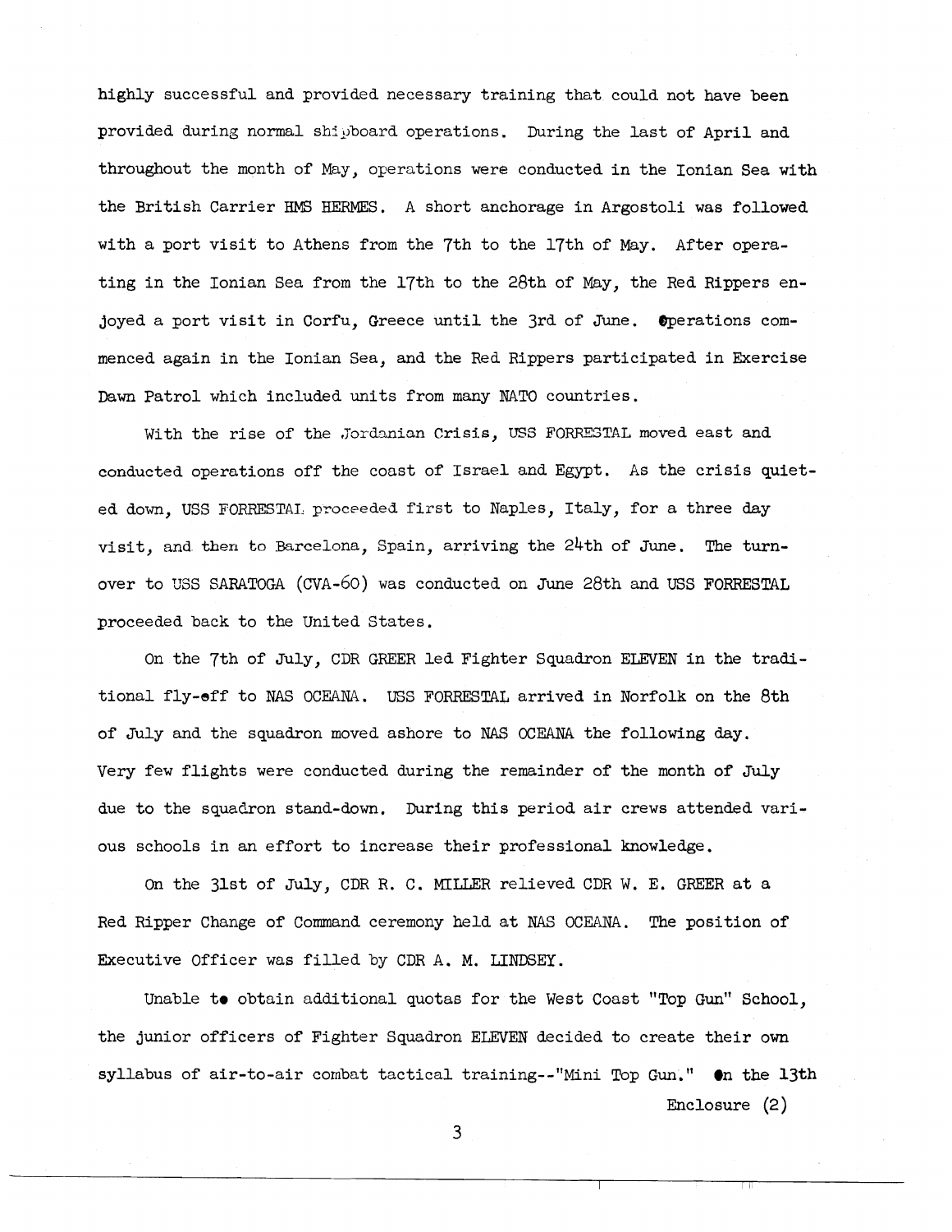highly successful and provided necessary training that could not have been provided during normal shipboard operations. During the last of April and throughout the month of May, operations were conducted in the Ionian Sea with the British Carrier HMS HERMES. A short anchorage in Argostoli was followed with a port visit to Athens from the 7th to the 17th of May. After operating in the Ionian Sea from the 17th to the 28th of May, the Red Rippers enjoyed a port visit in Corfu, Greece until the 3rd of June. Operations commenced again in the Ionian Sea, and the Red Rippers participated in Exercise Dawn Patrol which included units from many NATO countries.

With the rise of the Jordanian Crisis, USS FORRESTAL moved east and conducted operations off the coast of Israel and Egypt. As the crisis quieted down, USS FORRESTAL proceeded first to Naples, Italy, for a three day visit, and then to Barcelona, Spain, arriving the 24th of June. The turnover to USS SARATOGA (CVA-60) was conducted on June 28th and USS FORRESTAL proceeded back to the United States.

On the 7th of July, CDR GREER led Fighter Squadron ELEVEN in the traditional fly-off to NAS OCEANA. USS FORRESTAL arrived in Norfolk on the 8th of July and the squadron moved ashore to NAS OCEANA the following day. Very few flights were conducted during the remainder of the month of July due to the squadron stand-down. During this period air crews attended various schools in an effort to increase their professional knowledge.

On the 31st of July, CDR R. C. MILLER relieved CDR W. E. GREER at a Red Ripper Change of Command ceremony held at NAS OCEANA. The position of Executive Officer was filled by CDR A. M. LINDSEY.

Unable to obtain additional quotas for the West Coast "Top Gun" School, the junior officers of Fighter Squadron ELEVEN decided to create their own syllabus of air-to-air combat tactical training--"Mini Top Gun." On the 13th

Enclosure (2)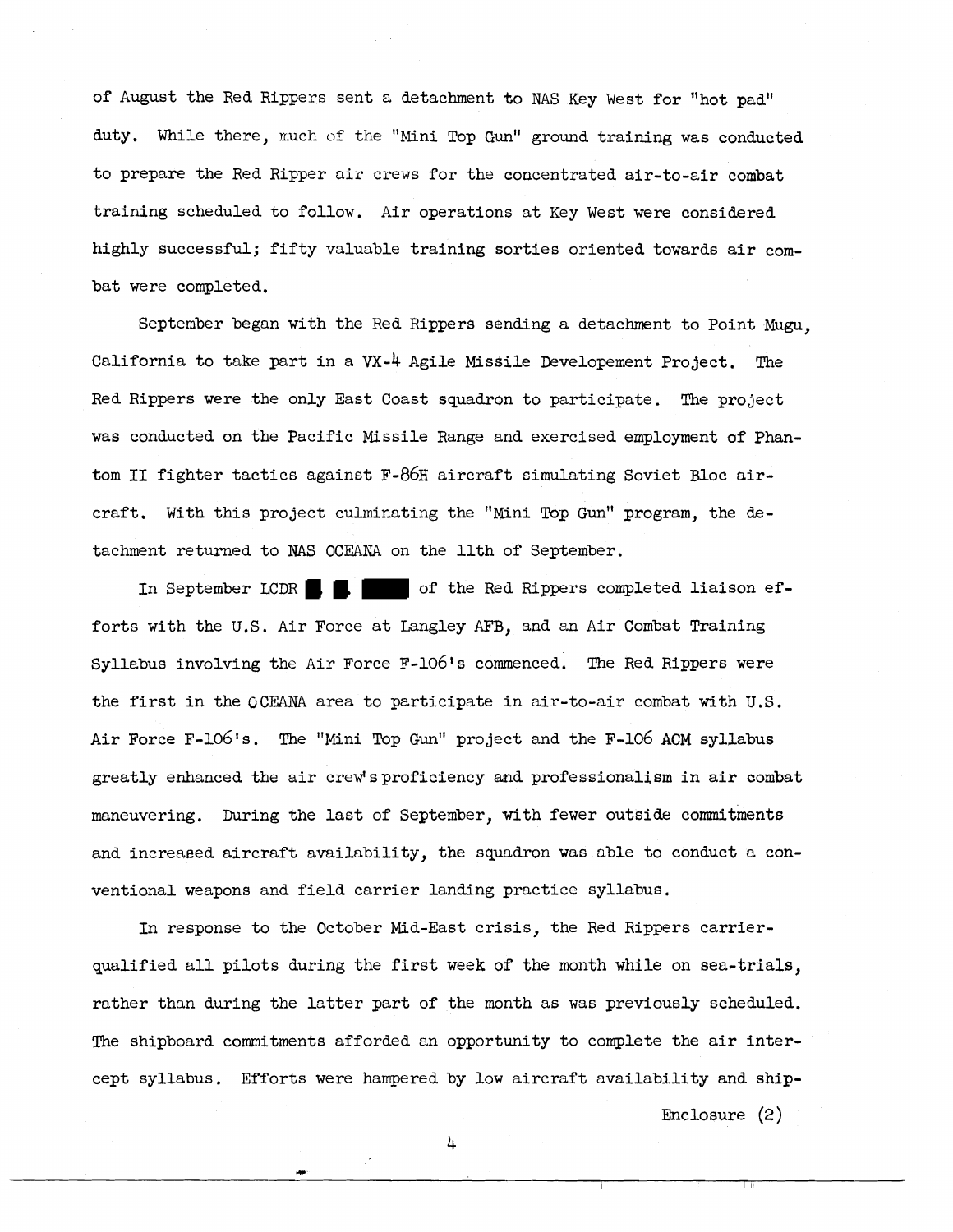of August the Red Rippers sent a detachment to NAS Key West for "hot pad" duty. While there, much of the "Mini Top Gun" ground training was conducted to prepare the Red Ripper air crews for the concentrated air-to-air combat training scheduled to follow. Air operations at Key West were considered highly successful; fifty valuable training sorties oriented towards air combat were completed.

September began with the Red Rippers sending a detachment to Point Mugu, California to take part in a VX-4 Agile Missile Developement Project. The Red Rippers were the only East Coast squadron to participate. The project was conducted on the Pacific Missile Range and exercised employment of Phantom II fighter tactics against F-86H aircraft simulating Soviet Bloc aircraft. With this project culminating the "Mini Top Gun" program, the detachment returned to NAS OCEANA on the 11th of September.

In September LCDR ██ ██ ████ of the Red Rippers completed liaison efforts with the U.S. Air Force at Langley AFB, and an Air Combat Training Syllabus involving the Air Force F-106's commenced. The Red Rippers were the first in the OCEANA area to participate in air-to-air combat with U.S. Air Force F-106's. The "Mini Top Gun" project and the F-106 ACM syllabus greatly enhanced the air crew's proficiency and professionalism in air combat maneuvering. During the last of September, with fewer outside commitments and increased aircraft availability, the squadron was able to conduct a conventional weapons and field carrier landing practice syllabus.

In response to the October Mid-East crisis, the Red Rippers carrier-qualified all pilots during the first week of the month while on sea-trials, rather than during the latter part of the month as was previously scheduled. The shipboard commitments afforded an opportunity to complete the air intercept syllabus. Efforts were hampered by low aircraft availability and ship-

Enclosure (2)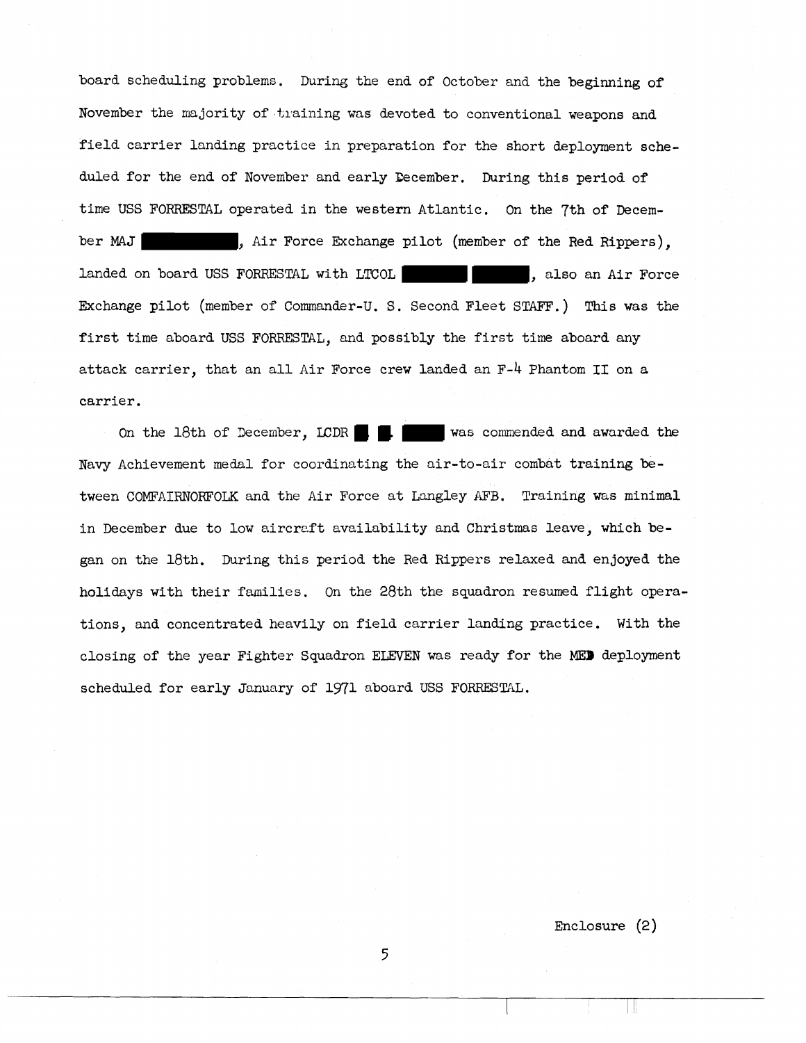board scheduling problems. During the end of October and the beginning of November the majority of training was devoted to conventional weapons and field carrier landing practice in preparation for the short deployment scheduled for the end of November and early December. During this period of time USS FORRESTAL operated in the western Atlantic. On the 7th of December MAJ ██████████, Air Force Exchange pilot (member of the Red Rippers), landed on board USS FORRESTAL with LTCOL ██████ ██████, also an Air Force Exchange pilot (member of Commander-U. S. Second Fleet STAFF.) This was the first time aboard USS FORRESTAL, and possibly the first time aboard any attack carrier, that an all Air Force crew landed an F-4 Phantom II on a carrier.

On the 18th of December, LCDR █ █ ████ was commended and awarded the Navy Achievement medal for coordinating the air-to-air combat training between COMFAIRNORFOLK and the Air Force at Langley AFB. Training was minimal in December due to low aircraft availability and Christmas leave, which began on the 18th. During this period the Red Rippers relaxed and enjoyed the holidays with their families. On the 28th the squadron resumed flight operations, and concentrated heavily on field carrier landing practice. With the closing of the year Fighter Squadron ELEVEN was ready for the MED deployment scheduled for early January of 1971 aboard USS FORRESTAL.

Enclosure (2)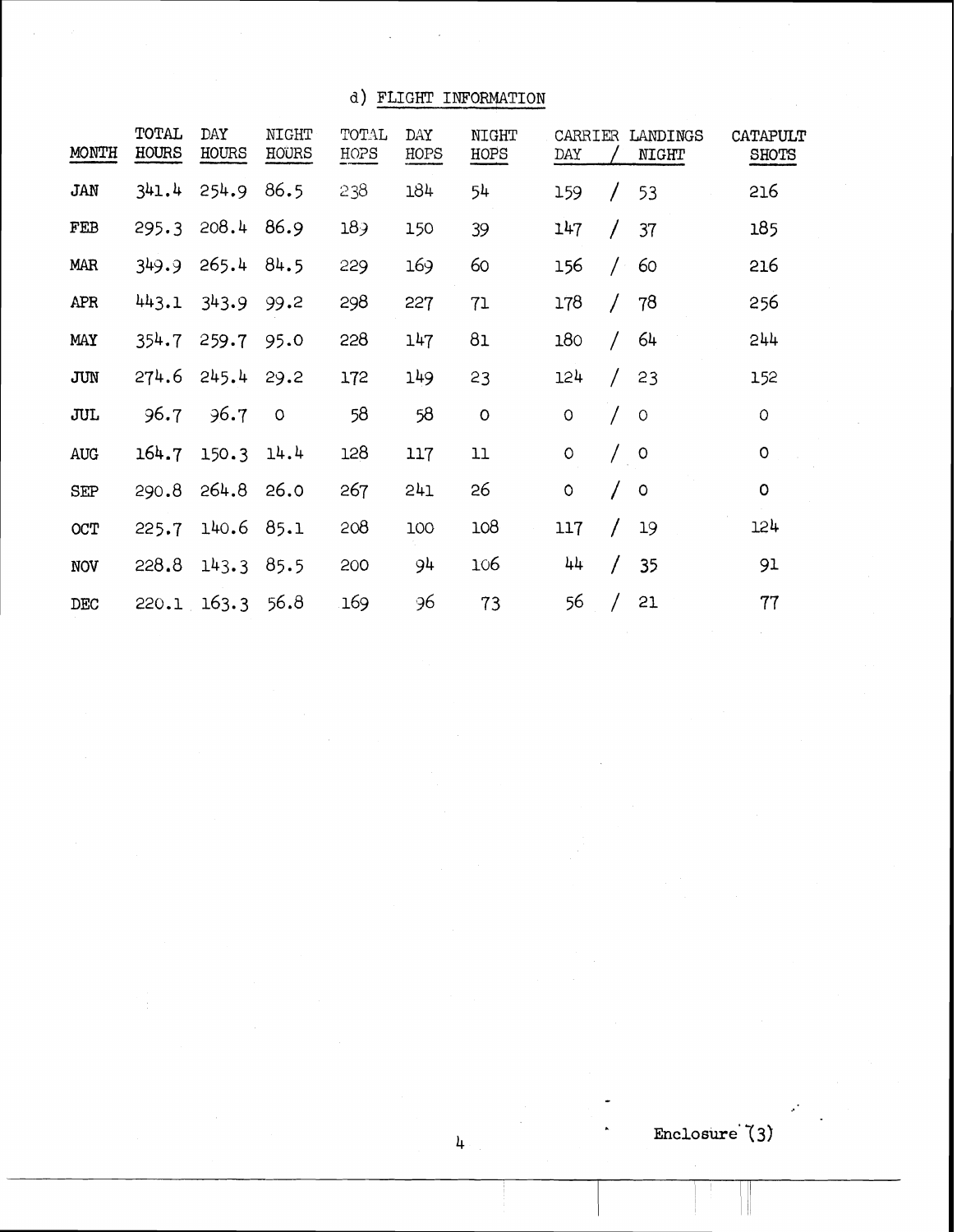d) FLIGHT INFORMATION

| MONTH | TOTAL HOURS | DAY HOURS | NIGHT HOURS | TOTAL HOPS | DAY HOPS | NIGHT HOPS | CARRIER LANDINGS DAY / NIGHT | CATAPULT SHOTS |
|---|---|---|---|---|---|---|---|---|
| JAN | 341.4 | 254.9 | 86.5 | 238 | 184 | 54 | 159 / 53 | 216 |
| FEB | 295.3 | 208.4 | 86.9 | 189 | 150 | 39 | 147 / 37 | 185 |
| MAR | 349.9 | 265.4 | 84.5 | 229 | 169 | 60 | 156 / 60 | 216 |
| APR | 443.1 | 343.9 | 99.2 | 298 | 227 | 71 | 178 / 78 | 256 |
| MAY | 354.7 | 259.7 | 95.0 | 228 | 147 | 81 | 180 / 64 | 244 |
| JUN | 274.6 | 245.4 | 29.2 | 172 | 149 | 23 | 124 / 23 | 152 |
| JUL | 96.7 | 96.7 | 0 | 58 | 58 | 0 | 0 / 0 | 0 |
| AUG | 164.7 | 150.3 | 14.4 | 128 | 117 | 11 | 0 / 0 | 0 |
| SEP | 290.8 | 264.8 | 26.0 | 267 | 241 | 26 | 0 / 0 | 0 |
| OCT | 225.7 | 140.6 | 85.1 | 208 | 100 | 108 | 117 / 19 | 124 |
| NOV | 228.8 | 143.3 | 85.5 | 200 | 94 | 106 | 44 / 35 | 91 |
| DEC | 220.1 | 163.3 | 56.8 | 169 | 96 | 73 | 56 / 21 | 77 |

Enclosure (3)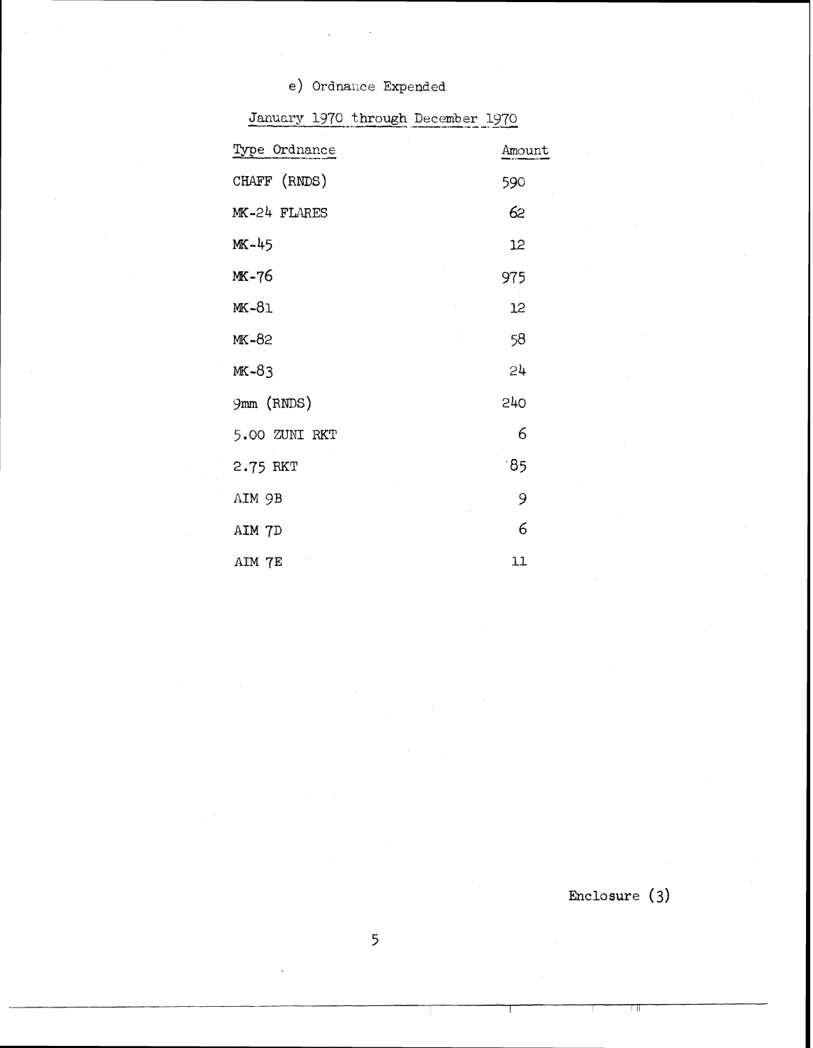e) Ordnance Expended

January 1970 through December 1970

| Type Ordnance | Amount |
|---|---|
| CHAFF (RNDS) | 590 |
| MK-24 FLARES | 62 |
| MK-45 | 12 |
| MK-76 | 975 |
| MK-81 | 12 |
| MK-82 | 58 |
| MK-83 | 24 |
| 9mm (RNDS) | 240 |
| 5.00 ZUNI RKT | 6 |
| 2.75 RKT | 85 |
| AIM 9B | 9 |
| AIM 7D | 6 |
| AIM 7E | 11 |

Enclosure (3)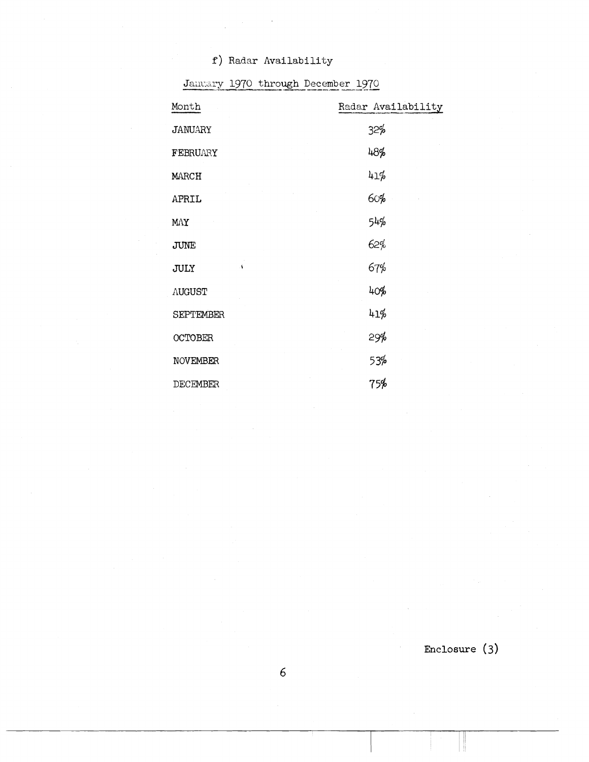f) Radar Availability

January 1970 through December 1970

| Month | Radar Availability |
| --- | --- |
| JANUARY | 32% |
| FEBRUARY | 48% |
| MARCH | 41% |
| APRIL | 60% |
| MAY | 54% |
| JUNE | 62% |
| JULY | 67% |
| AUGUST | 40% |
| SEPTEMBER | 41% |
| OCTOBER | 29% |
| NOVEMBER | 53% |
| DECEMBER | 75% |

Enclosure (3)